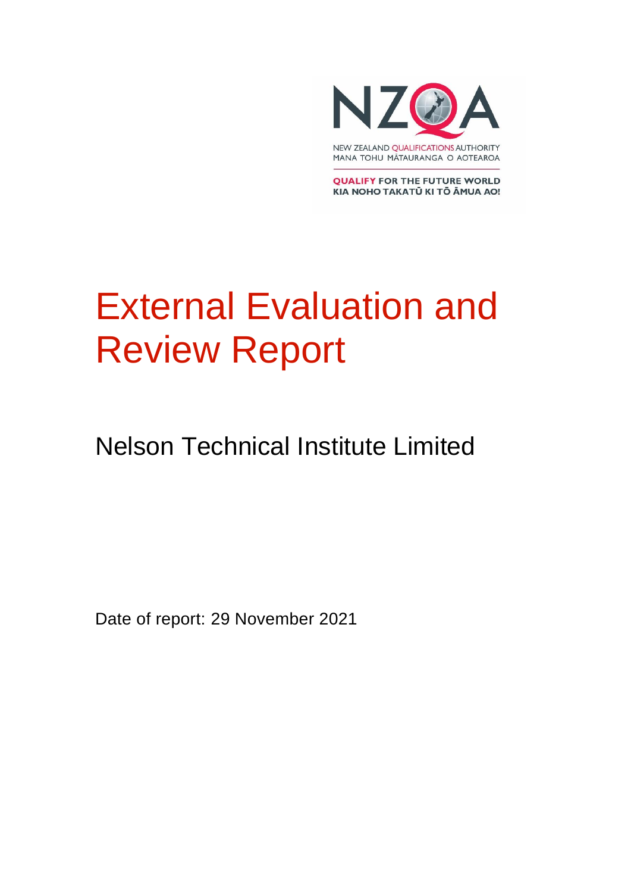NZQA

NEW ZEALAND QUALIFICATIONS AUTHORITY
MANA TOHU MĀTAURANGA O AOTEAROA

QUALIFY FOR THE FUTURE WORLD
KIA NOHO TAKATŪ KI TŌ ĀMUA AO!

# External Evaluation and Review Report

## Nelson Technical Institute Limited

Date of report: 29 November 2021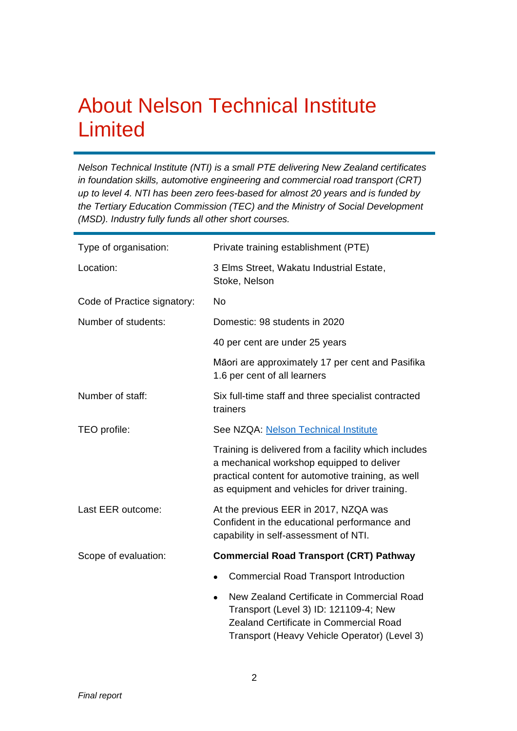# About Nelson Technical Institute Limited

*Nelson Technical Institute (NTI) is a small PTE delivering New Zealand certificates in foundation skills, automotive engineering and commercial road transport (CRT) up to level 4. NTI has been zero fees-based for almost 20 years and is funded by the Tertiary Education Commission (TEC) and the Ministry of Social Development (MSD). Industry fully funds all other short courses.*

| | |
|---|---|
| Type of organisation: | Private training establishment (PTE) |
| Location: | 3 Elms Street, Wakatu Industrial Estate, Stoke, Nelson |
| Code of Practice signatory: | No |
| Number of students: | Domestic: 98 students in 2020<br>40 per cent are under 25 years<br>Māori are approximately 17 per cent and Pasifika 1.6 per cent of all learners |
| Number of staff: | Six full-time staff and three specialist contracted trainers |
| TEO profile: | See NZQA: [Nelson Technical Institute]<br>Training is delivered from a facility which includes a mechanical workshop equipped to deliver practical content for automotive training, as well as equipment and vehicles for driver training. |
| Last EER outcome: | At the previous EER in 2017, NZQA was Confident in the educational performance and capability in self-assessment of NTI. |
| Scope of evaluation: | **Commercial Road Transport (CRT) Pathway**<br>• Commercial Road Transport Introduction<br>• New Zealand Certificate in Commercial Road Transport (Level 3) ID: 121109-4; New Zealand Certificate in Commercial Road Transport (Heavy Vehicle Operator) (Level 3) |

*Final report*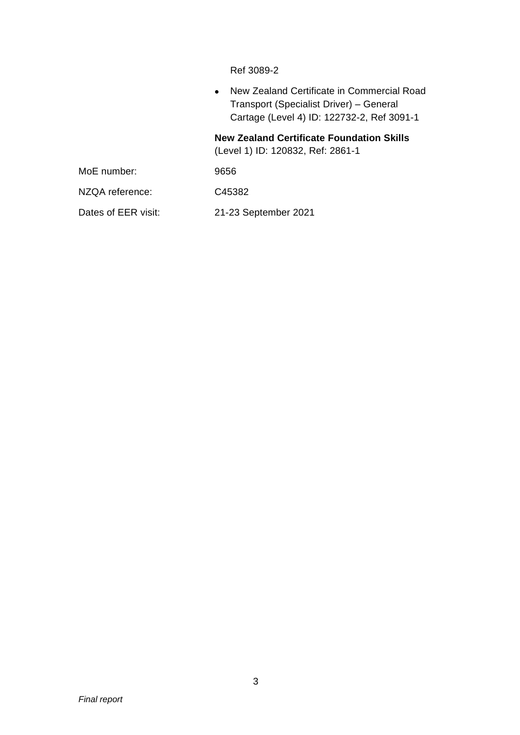Ref 3089-2

- New Zealand Certificate in Commercial Road Transport (Specialist Driver) – General Cartage (Level 4) ID: 122732-2, Ref 3091-1

**New Zealand Certificate Foundation Skills** (Level 1) ID: 120832, Ref: 2861-1

| | |
|---|---|
| MoE number: | 9656 |
| NZQA reference: | C45382 |
| Dates of EER visit: | 21-23 September 2021 |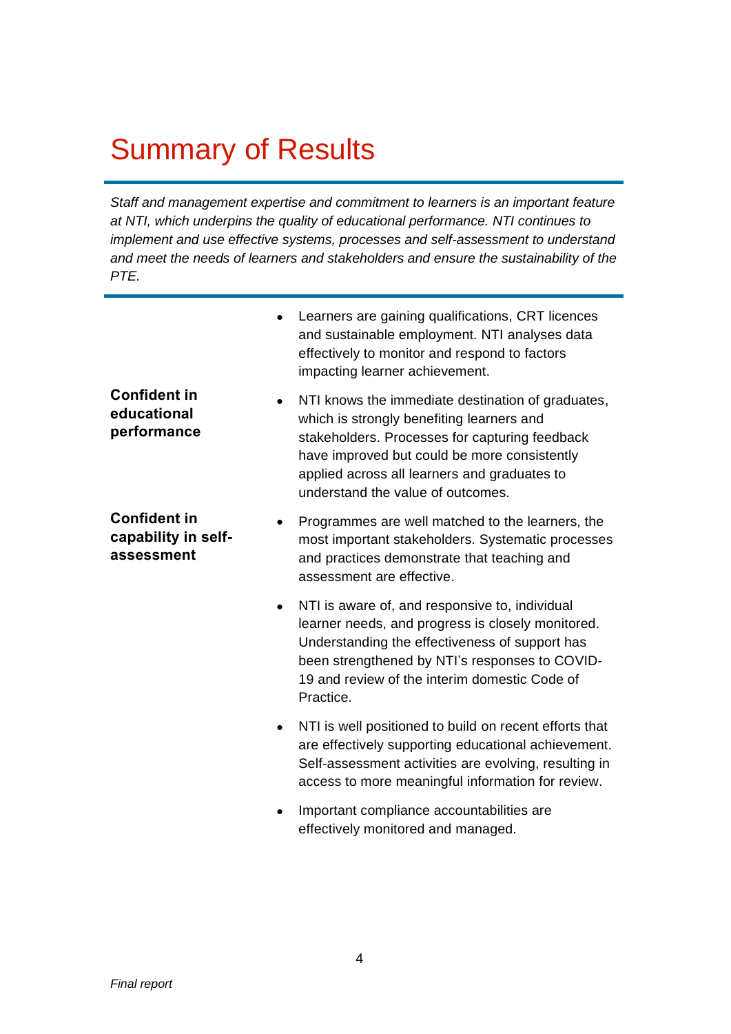# Summary of Results

*Staff and management expertise and commitment to learners is an important feature at NTI, which underpins the quality of educational performance. NTI continues to implement and use effective systems, processes and self-assessment to understand and meet the needs of learners and stakeholders and ensure the sustainability of the PTE.*

| | |
|---|---|
| **Confident in educational performance**<br><br>**Confident in capability in self-assessment** | • Learners are gaining qualifications, CRT licences and sustainable employment. NTI analyses data effectively to monitor and respond to factors impacting learner achievement.<br><br>• NTI knows the immediate destination of graduates, which is strongly benefiting learners and stakeholders. Processes for capturing feedback have improved but could be more consistently applied across all learners and graduates to understand the value of outcomes.<br><br>• Programmes are well matched to the learners, the most important stakeholders. Systematic processes and practices demonstrate that teaching and assessment are effective.<br><br>• NTI is aware of, and responsive to, individual learner needs, and progress is closely monitored. Understanding the effectiveness of support has been strengthened by NTI's responses to COVID-19 and review of the interim domestic Code of Practice.<br><br>• NTI is well positioned to build on recent efforts that are effectively supporting educational achievement. Self-assessment activities are evolving, resulting in access to more meaningful information for review.<br><br>• Important compliance accountabilities are effectively monitored and managed. |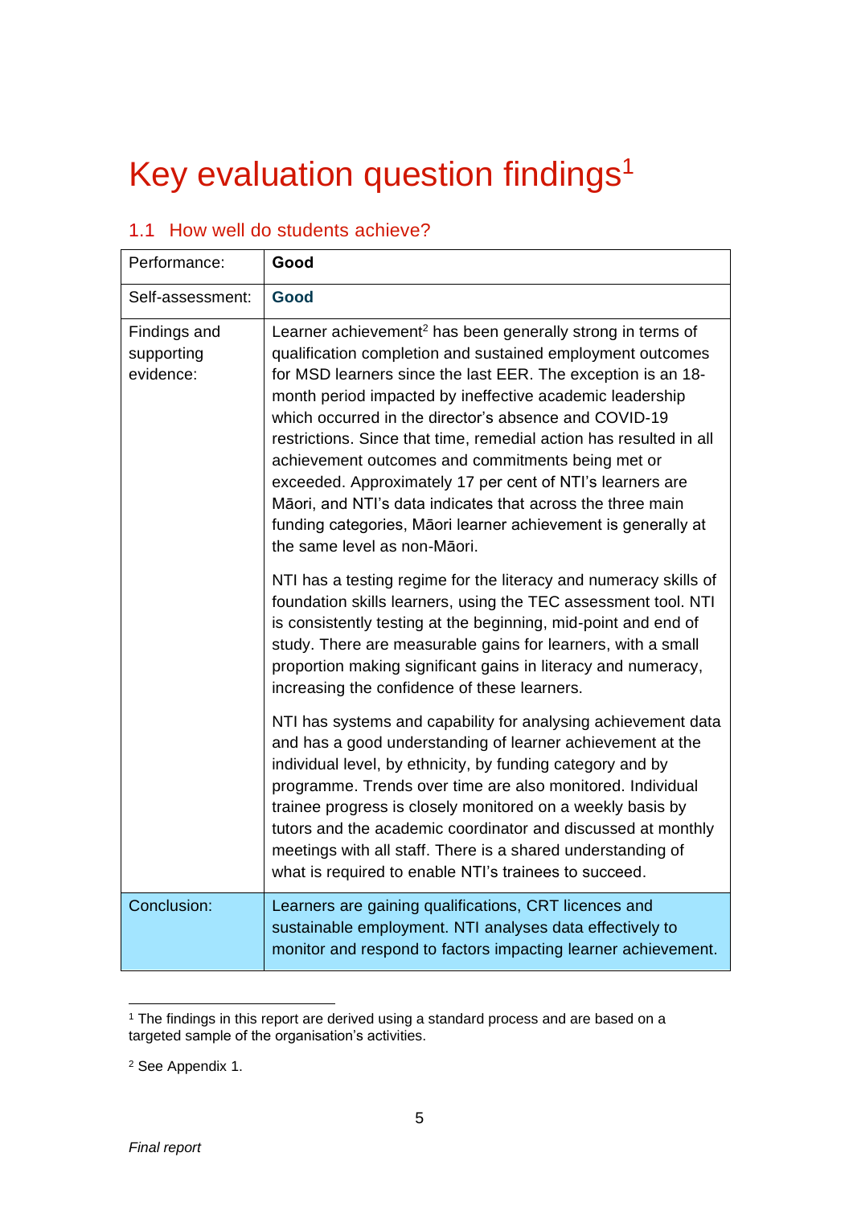# Key evaluation question findings[1]

## 1.1 How well do students achieve?

| | |
|---|---|
| Performance: | **Good** |
| Self-assessment: | **Good** |
| Findings and supporting evidence: | Learner achievement[2] has been generally strong in terms of qualification completion and sustained employment outcomes for MSD learners since the last EER. The exception is an 18-month period impacted by ineffective academic leadership which occurred in the director's absence and COVID-19 restrictions. Since that time, remedial action has resulted in all achievement outcomes and commitments being met or exceeded. Approximately 17 per cent of NTI's learners are Māori, and NTI's data indicates that across the three main funding categories, Māori learner achievement is generally at the same level as non-Māori.<br><br>NTI has a testing regime for the literacy and numeracy skills of foundation skills learners, using the TEC assessment tool. NTI is consistently testing at the beginning, mid-point and end of study. There are measurable gains for learners, with a small proportion making significant gains in literacy and numeracy, increasing the confidence of these learners.<br><br>NTI has systems and capability for analysing achievement data and has a good understanding of learner achievement at the individual level, by ethnicity, by funding category and by programme. Trends over time are also monitored. Individual trainee progress is closely monitored on a weekly basis by tutors and the academic coordinator and discussed at monthly meetings with all staff. There is a shared understanding of what is required to enable NTI's trainees to succeed. |
| Conclusion: | Learners are gaining qualifications, CRT licences and sustainable employment. NTI analyses data effectively to monitor and respond to factors impacting learner achievement. |

[1] The findings in this report are derived using a standard process and are based on a targeted sample of the organisation's activities.

[2] See Appendix 1.

*Final report*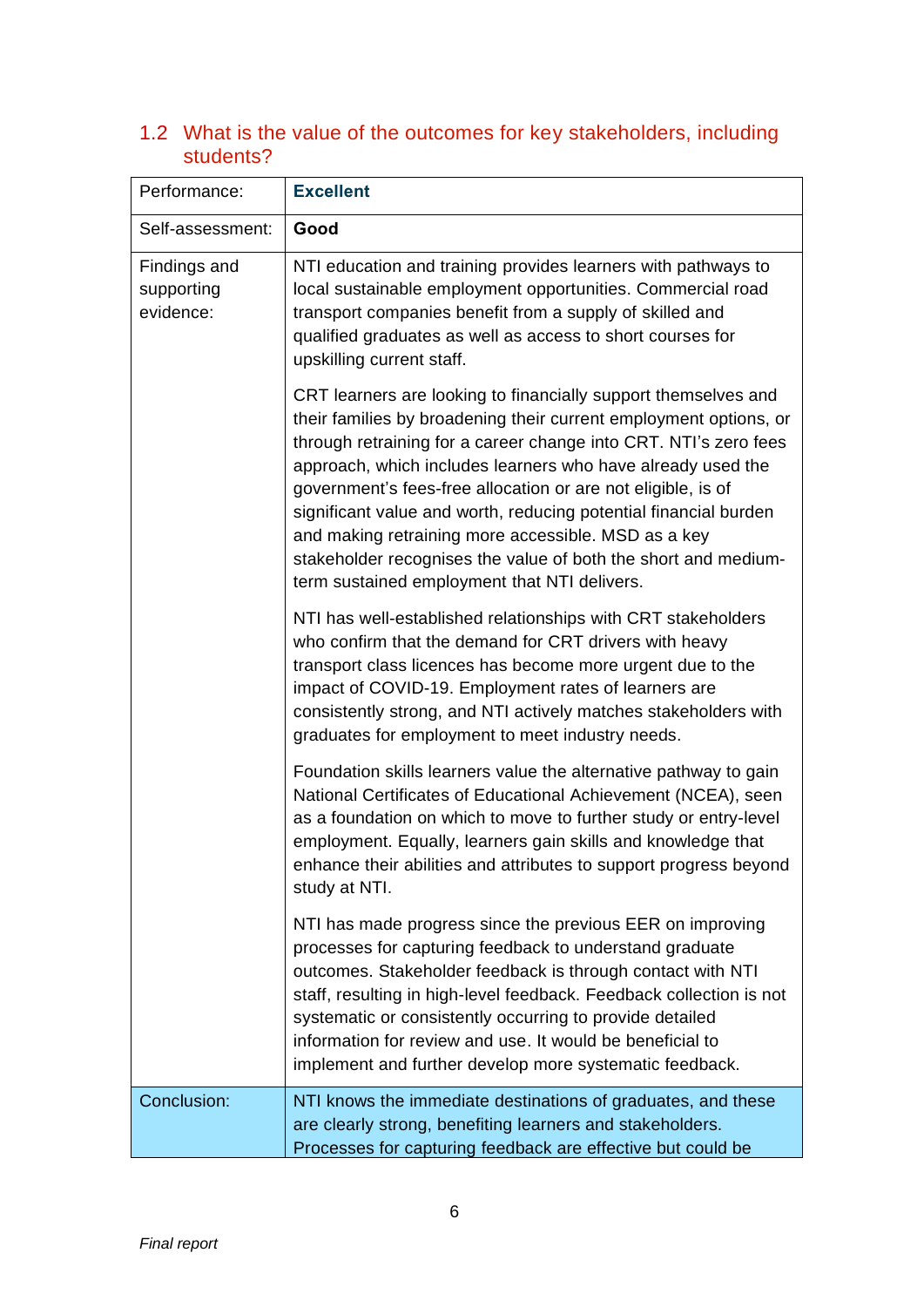## 1.2 What is the value of the outcomes for key stakeholders, including students?

| | |
|---|---|
| Performance: | **Excellent** |
| Self-assessment: | **Good** |
| Findings and supporting evidence: | NTI education and training provides learners with pathways to local sustainable employment opportunities. Commercial road transport companies benefit from a supply of skilled and qualified graduates as well as access to short courses for upskilling current staff.<br><br>CRT learners are looking to financially support themselves and their families by broadening their current employment options, or through retraining for a career change into CRT. NTI's zero fees approach, which includes learners who have already used the government's fees-free allocation or are not eligible, is of significant value and worth, reducing potential financial burden and making retraining more accessible. MSD as a key stakeholder recognises the value of both the short and medium-term sustained employment that NTI delivers.<br><br>NTI has well-established relationships with CRT stakeholders who confirm that the demand for CRT drivers with heavy transport class licences has become more urgent due to the impact of COVID-19. Employment rates of learners are consistently strong, and NTI actively matches stakeholders with graduates for employment to meet industry needs.<br><br>Foundation skills learners value the alternative pathway to gain National Certificates of Educational Achievement (NCEA), seen as a foundation on which to move to further study or entry-level employment. Equally, learners gain skills and knowledge that enhance their abilities and attributes to support progress beyond study at NTI.<br><br>NTI has made progress since the previous EER on improving processes for capturing feedback to understand graduate outcomes. Stakeholder feedback is through contact with NTI staff, resulting in high-level feedback. Feedback collection is not systematic or consistently occurring to provide detailed information for review and use. It would be beneficial to implement and further develop more systematic feedback. |
| Conclusion: | NTI knows the immediate destinations of graduates, and these are clearly strong, benefiting learners and stakeholders. Processes for capturing feedback are effective but could be |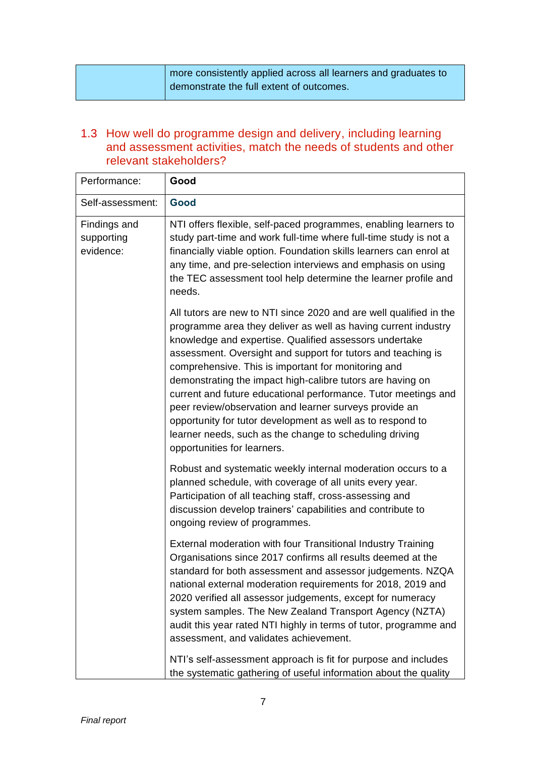| | |
|---|---|
| | more consistently applied across all learners and graduates to demonstrate the full extent of outcomes. |

### 1.3 How well do programme design and delivery, including learning and assessment activities, match the needs of students and other relevant stakeholders?

| | |
|---|---|
| Performance: | **Good** |
| Self-assessment: | **Good** |
| Findings and supporting evidence: | NTI offers flexible, self-paced programmes, enabling learners to study part-time and work full-time where full-time study is not a financially viable option. Foundation skills learners can enrol at any time, and pre-selection interviews and emphasis on using the TEC assessment tool help determine the learner profile and needs.<br><br>All tutors are new to NTI since 2020 and are well qualified in the programme area they deliver as well as having current industry knowledge and expertise. Qualified assessors undertake assessment. Oversight and support for tutors and teaching is comprehensive. This is important for monitoring and demonstrating the impact high-calibre tutors are having on current and future educational performance. Tutor meetings and peer review/observation and learner surveys provide an opportunity for tutor development as well as to respond to learner needs, such as the change to scheduling driving opportunities for learners.<br><br>Robust and systematic weekly internal moderation occurs to a planned schedule, with coverage of all units every year. Participation of all teaching staff, cross-assessing and discussion develop trainers' capabilities and contribute to ongoing review of programmes.<br><br>External moderation with four Transitional Industry Training Organisations since 2017 confirms all results deemed at the standard for both assessment and assessor judgements. NZQA national external moderation requirements for 2018, 2019 and 2020 verified all assessor judgements, except for numeracy system samples. The New Zealand Transport Agency (NZTA) audit this year rated NTI highly in terms of tutor, programme and assessment, and validates achievement.<br><br>NTI's self-assessment approach is fit for purpose and includes the systematic gathering of useful information about the quality |

*Final report*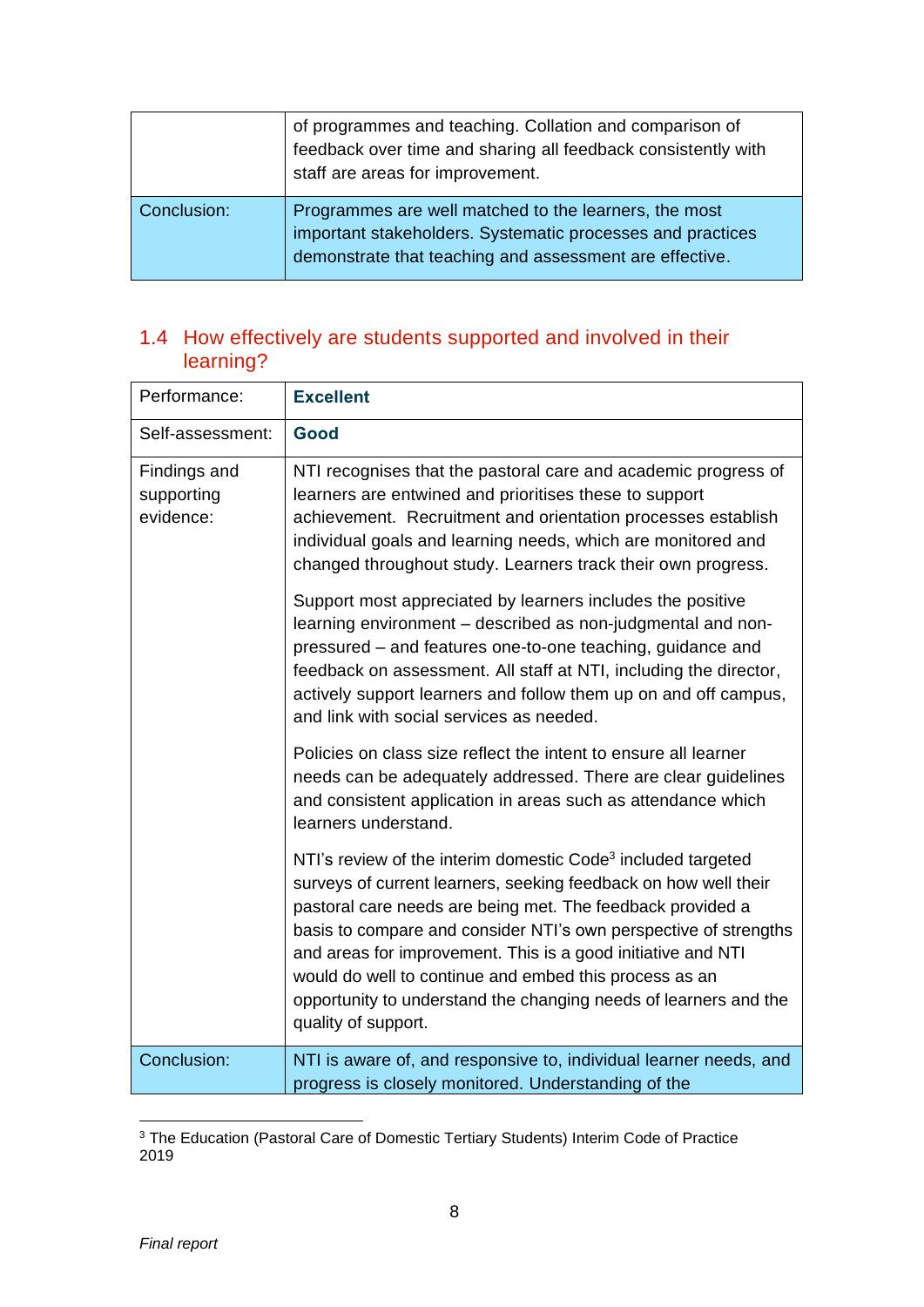| | |
|---|---|
| | of programmes and teaching. Collation and comparison of feedback over time and sharing all feedback consistently with staff are areas for improvement. |
| Conclusion: | Programmes are well matched to the learners, the most important stakeholders. Systematic processes and practices demonstrate that teaching and assessment are effective. |

## 1.4 How effectively are students supported and involved in their learning?

| | |
|---|---|
| Performance: | **Excellent** |
| Self-assessment: | **Good** |
| Findings and supporting evidence: | NTI recognises that the pastoral care and academic progress of learners are entwined and prioritises these to support achievement. Recruitment and orientation processes establish individual goals and learning needs, which are monitored and changed throughout study. Learners track their own progress.<br><br>Support most appreciated by learners includes the positive learning environment – described as non-judgmental and non-pressured – and features one-to-one teaching, guidance and feedback on assessment. All staff at NTI, including the director, actively support learners and follow them up on and off campus, and link with social services as needed.<br><br>Policies on class size reflect the intent to ensure all learner needs can be adequately addressed. There are clear guidelines and consistent application in areas such as attendance which learners understand.<br><br>NTI's review of the interim domestic Code[3] included targeted surveys of current learners, seeking feedback on how well their pastoral care needs are being met. The feedback provided a basis to compare and consider NTI's own perspective of strengths and areas for improvement. This is a good initiative and NTI would do well to continue and embed this process as an opportunity to understand the changing needs of learners and the quality of support. |
| Conclusion: | NTI is aware of, and responsive to, individual learner needs, and progress is closely monitored. Understanding of the |

[3] The Education (Pastoral Care of Domestic Tertiary Students) Interim Code of Practice 2019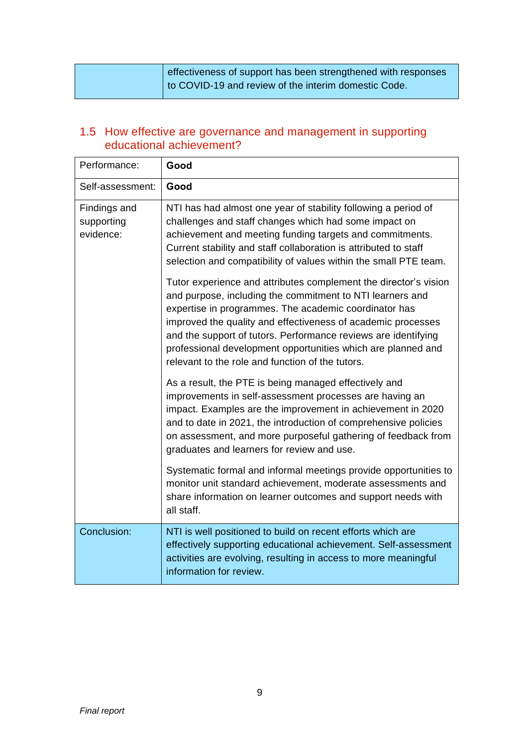| | |
|---|---|
| | effectiveness of support has been strengthened with responses to COVID-19 and review of the interim domestic Code. |

## 1.5 How effective are governance and management in supporting educational achievement?

| | |
|---|---|
| Performance: | **Good** |
| Self-assessment: | **Good** |
| Findings and supporting evidence: | NTI has had almost one year of stability following a period of challenges and staff changes which had some impact on achievement and meeting funding targets and commitments. Current stability and staff collaboration is attributed to staff selection and compatibility of values within the small PTE team.<br><br>Tutor experience and attributes complement the director's vision and purpose, including the commitment to NTI learners and expertise in programmes. The academic coordinator has improved the quality and effectiveness of academic processes and the support of tutors. Performance reviews are identifying professional development opportunities which are planned and relevant to the role and function of the tutors.<br><br>As a result, the PTE is being managed effectively and improvements in self-assessment processes are having an impact. Examples are the improvement in achievement in 2020 and to date in 2021, the introduction of comprehensive policies on assessment, and more purposeful gathering of feedback from graduates and learners for review and use.<br><br>Systematic formal and informal meetings provide opportunities to monitor unit standard achievement, moderate assessments and share information on learner outcomes and support needs with all staff. |
| Conclusion: | NTI is well positioned to build on recent efforts which are effectively supporting educational achievement. Self-assessment activities are evolving, resulting in access to more meaningful information for review. |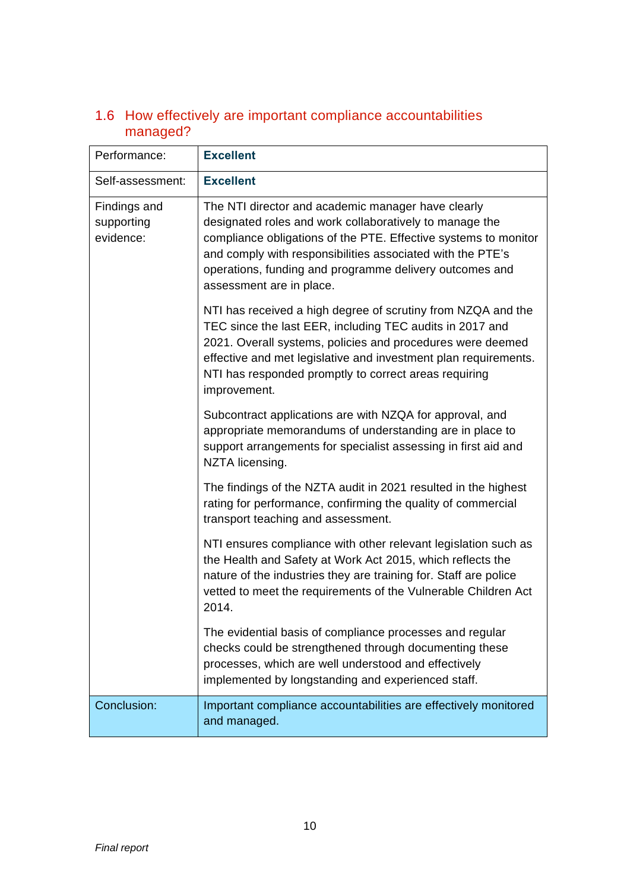## 1.6 How effectively are important compliance accountabilities managed?

| | |
|---|---|
| Performance: | **Excellent** |
| Self-assessment: | **Excellent** |
| Findings and supporting evidence: | The NTI director and academic manager have clearly designated roles and work collaboratively to manage the compliance obligations of the PTE. Effective systems to monitor and comply with responsibilities associated with the PTE's operations, funding and programme delivery outcomes and assessment are in place.<br><br>NTI has received a high degree of scrutiny from NZQA and the TEC since the last EER, including TEC audits in 2017 and 2021. Overall systems, policies and procedures were deemed effective and met legislative and investment plan requirements. NTI has responded promptly to correct areas requiring improvement.<br><br>Subcontract applications are with NZQA for approval, and appropriate memorandums of understanding are in place to support arrangements for specialist assessing in first aid and NZTA licensing.<br><br>The findings of the NZTA audit in 2021 resulted in the highest rating for performance, confirming the quality of commercial transport teaching and assessment.<br><br>NTI ensures compliance with other relevant legislation such as the Health and Safety at Work Act 2015, which reflects the nature of the industries they are training for. Staff are police vetted to meet the requirements of the Vulnerable Children Act 2014.<br><br>The evidential basis of compliance processes and regular checks could be strengthened through documenting these processes, which are well understood and effectively implemented by longstanding and experienced staff. |
| Conclusion: | Important compliance accountabilities are effectively monitored and managed. |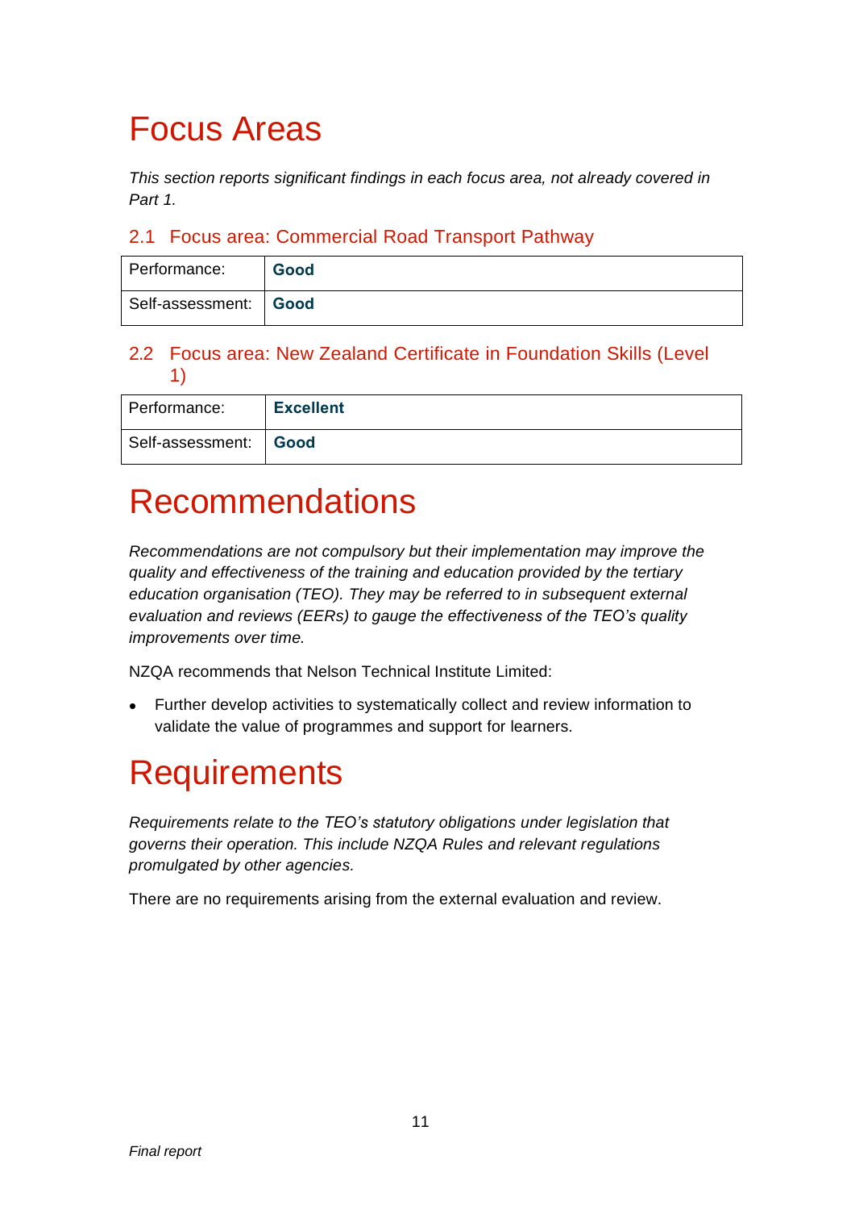# Focus Areas

*This section reports significant findings in each focus area, not already covered in Part 1.*

## 2.1 Focus area: Commercial Road Transport Pathway

| | |
|---|---|
| Performance: | **Good** |
| Self-assessment: | **Good** |

## 2.2 Focus area: New Zealand Certificate in Foundation Skills (Level 1)

| | |
|---|---|
| Performance: | **Excellent** |
| Self-assessment: | **Good** |

# Recommendations

*Recommendations are not compulsory but their implementation may improve the quality and effectiveness of the training and education provided by the tertiary education organisation (TEO). They may be referred to in subsequent external evaluation and reviews (EERs) to gauge the effectiveness of the TEO's quality improvements over time.*

NZQA recommends that Nelson Technical Institute Limited:

- Further develop activities to systematically collect and review information to validate the value of programmes and support for learners.

# Requirements

*Requirements relate to the TEO's statutory obligations under legislation that governs their operation. This include NZQA Rules and relevant regulations promulgated by other agencies.*

There are no requirements arising from the external evaluation and review.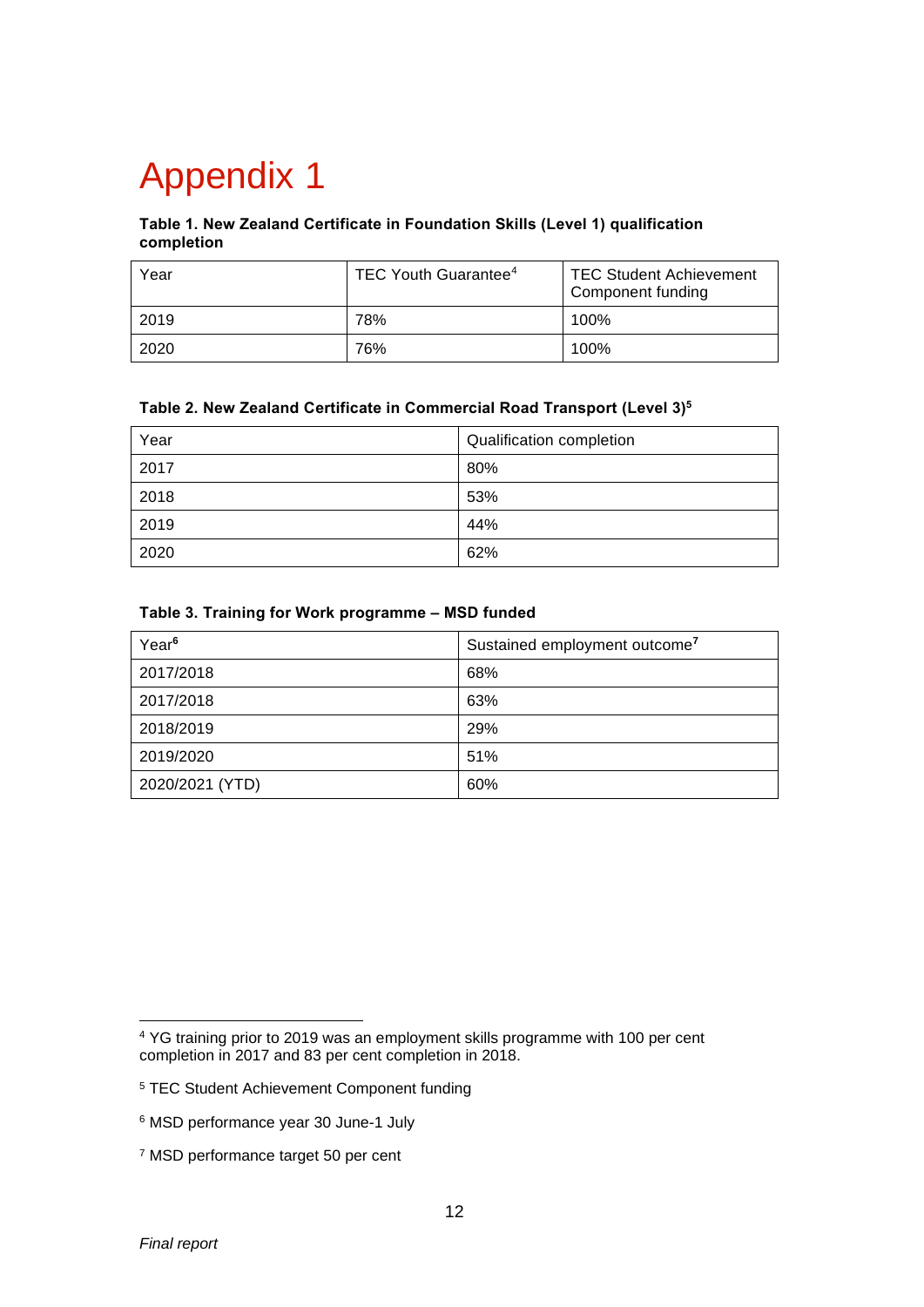# Appendix 1

**Table 1. New Zealand Certificate in Foundation Skills (Level 1) qualification completion**

| Year | TEC Youth Guarantee[4] | TEC Student Achievement Component funding |
|---|---|---|
| 2019 | 78% | 100% |
| 2020 | 76% | 100% |

**Table 2. New Zealand Certificate in Commercial Road Transport (Level 3)[5]**

| Year | Qualification completion |
|---|---|
| 2017 | 80% |
| 2018 | 53% |
| 2019 | 44% |
| 2020 | 62% |

**Table 3. Training for Work programme – MSD funded**

| Year[6] | Sustained employment outcome[7] |
|---|---|
| 2017/2018 | 68% |
| 2017/2018 | 63% |
| 2018/2019 | 29% |
| 2019/2020 | 51% |
| 2020/2021 (YTD) | 60% |

[4] YG training prior to 2019 was an employment skills programme with 100 per cent completion in 2017 and 83 per cent completion in 2018.

[5] TEC Student Achievement Component funding

[6] MSD performance year 30 June-1 July

[7] MSD performance target 50 per cent

*Final report*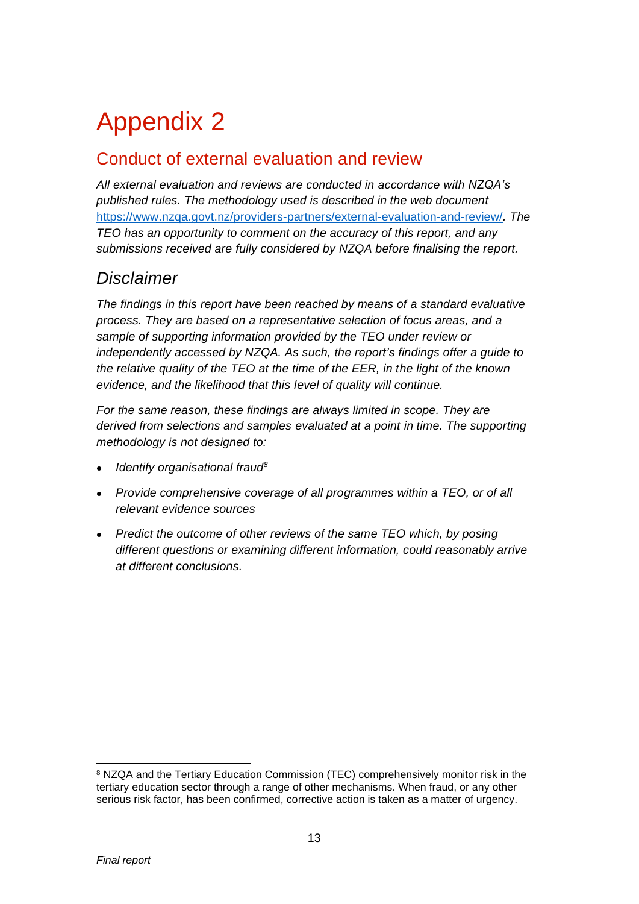# Appendix 2

## Conduct of external evaluation and review

*All external evaluation and reviews are conducted in accordance with NZQA's published rules. The methodology used is described in the web document [https://www.nzqa.govt.nz/providers-partners/external-evaluation-and-review/](https://www.nzqa.govt.nz/providers-partners/external-evaluation-and-review/). The TEO has an opportunity to comment on the accuracy of this report, and any submissions received are fully considered by NZQA before finalising the report.*

## *Disclaimer*

*The findings in this report have been reached by means of a standard evaluative process. They are based on a representative selection of focus areas, and a sample of supporting information provided by the TEO under review or independently accessed by NZQA. As such, the report's findings offer a guide to the relative quality of the TEO at the time of the EER, in the light of the known evidence, and the likelihood that this level of quality will continue.*

*For the same reason, these findings are always limited in scope. They are derived from selections and samples evaluated at a point in time. The supporting methodology is not designed to:*

- *Identify organisational fraud*[8]
- *Provide comprehensive coverage of all programmes within a TEO, or of all relevant evidence sources*
- *Predict the outcome of other reviews of the same TEO which, by posing different questions or examining different information, could reasonably arrive at different conclusions.*

---

[8] NZQA and the Tertiary Education Commission (TEC) comprehensively monitor risk in the tertiary education sector through a range of other mechanisms. When fraud, or any other serious risk factor, has been confirmed, corrective action is taken as a matter of urgency.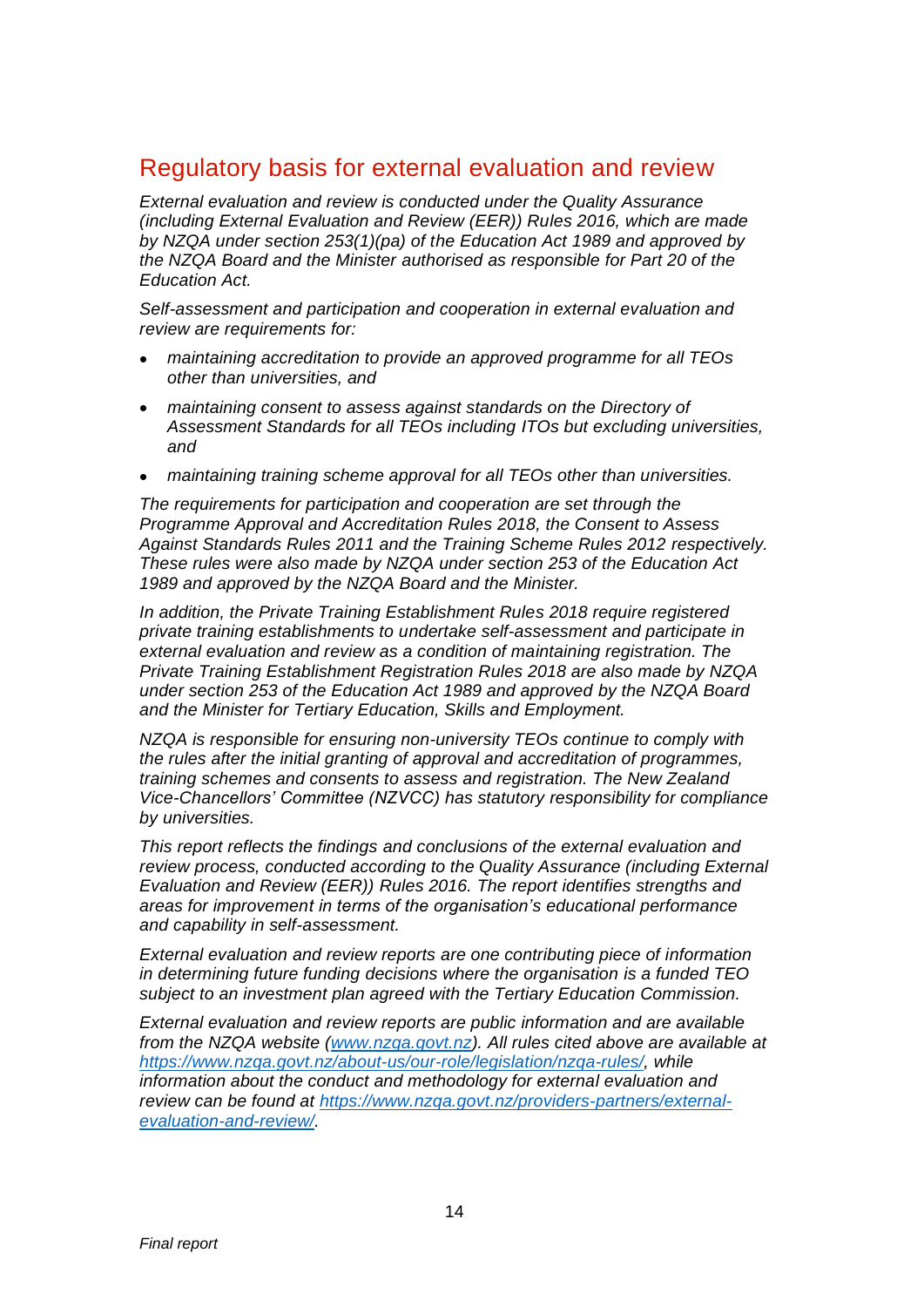## Regulatory basis for external evaluation and review

*External evaluation and review is conducted under the Quality Assurance (including External Evaluation and Review (EER)) Rules 2016, which are made by NZQA under section 253(1)(pa) of the Education Act 1989 and approved by the NZQA Board and the Minister authorised as responsible for Part 20 of the Education Act.*

*Self-assessment and participation and cooperation in external evaluation and review are requirements for:*

- *maintaining accreditation to provide an approved programme for all TEOs other than universities, and*
- *maintaining consent to assess against standards on the Directory of Assessment Standards for all TEOs including ITOs but excluding universities, and*
- *maintaining training scheme approval for all TEOs other than universities.*

*The requirements for participation and cooperation are set through the Programme Approval and Accreditation Rules 2018, the Consent to Assess Against Standards Rules 2011 and the Training Scheme Rules 2012 respectively. These rules were also made by NZQA under section 253 of the Education Act 1989 and approved by the NZQA Board and the Minister.*

*In addition, the Private Training Establishment Rules 2018 require registered private training establishments to undertake self-assessment and participate in external evaluation and review as a condition of maintaining registration. The Private Training Establishment Registration Rules 2018 are also made by NZQA under section 253 of the Education Act 1989 and approved by the NZQA Board and the Minister for Tertiary Education, Skills and Employment.*

*NZQA is responsible for ensuring non-university TEOs continue to comply with the rules after the initial granting of approval and accreditation of programmes, training schemes and consents to assess and registration. The New Zealand Vice-Chancellors' Committee (NZVCC) has statutory responsibility for compliance by universities.*

*This report reflects the findings and conclusions of the external evaluation and review process, conducted according to the Quality Assurance (including External Evaluation and Review (EER)) Rules 2016. The report identifies strengths and areas for improvement in terms of the organisation's educational performance and capability in self-assessment.*

*External evaluation and review reports are one contributing piece of information in determining future funding decisions where the organisation is a funded TEO subject to an investment plan agreed with the Tertiary Education Commission.*

*External evaluation and review reports are public information and are available from the NZQA website ([www.nzqa.govt.nz](www.nzqa.govt.nz)). All rules cited above are available at [https://www.nzqa.govt.nz/about-us/our-role/legislation/nzqa-rules/](https://www.nzqa.govt.nz/about-us/our-role/legislation/nzqa-rules/), while information about the conduct and methodology for external evaluation and review can be found at [https://www.nzqa.govt.nz/providers-partners/external-evaluation-and-review/](https://www.nzqa.govt.nz/providers-partners/external-evaluation-and-review/).*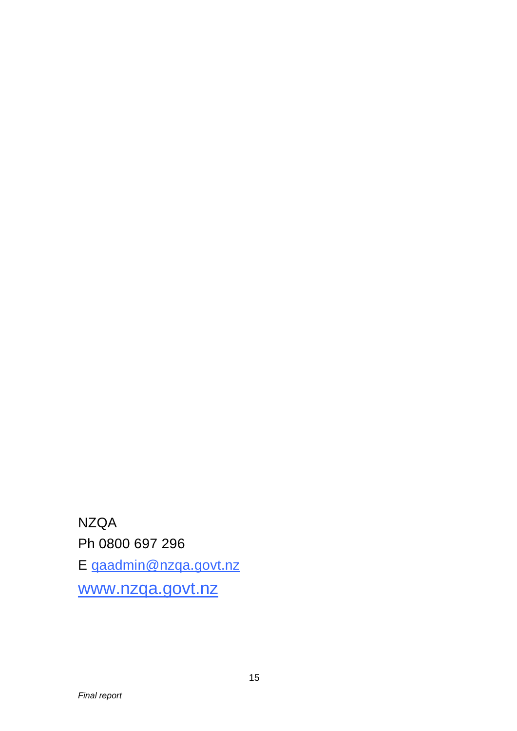NZQA

Ph 0800 697 296

E [qaadmin@nzqa.govt.nz](mailto:qaadmin@nzqa.govt.nz)

[www.nzqa.govt.nz](http://www.nzqa.govt.nz)